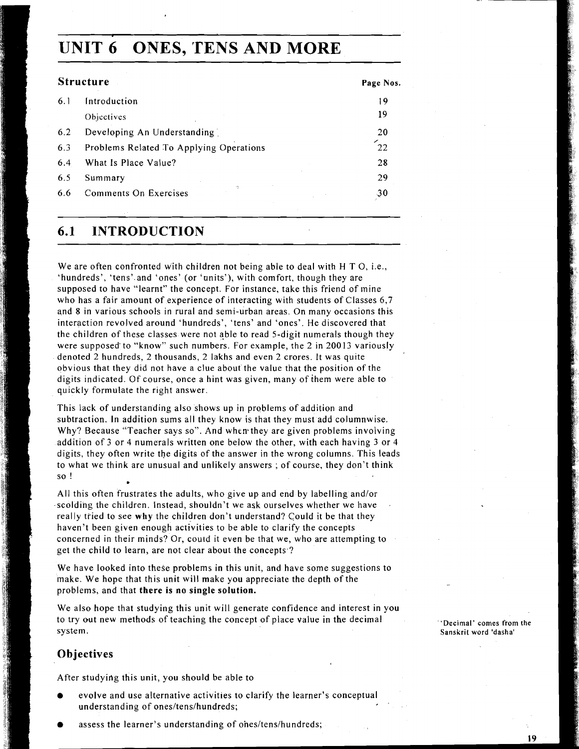# UNIT 6 ONES, TENS AND MORE

## Structure

| | | Page Nos. |
|---|---|---|
| 6.1 | Introduction | 19 |
| | Objectives | 19 |
| 6.2 | Developing An Understanding | 20 |
| 6.3 | Problems Related To Applying Operations | 22 |
| 6.4 | What Is Place Value? | 28 |
| 6.5 | Summary | 29 |
| 6.6 | Comments On Exercises | 30 |

## 6.1 INTRODUCTION

We are often confronted with children not being able to deal with H T O, i.e., 'hundreds', 'tens' and 'ones' (or 'units'), with comfort, though they are supposed to have "learnt" the concept. For instance, take this friend of mine who has a fair amount of experience of interacting with students of Classes 6,7 and 8 in various schools in rural and semi-urban areas. On many occasions this interaction revolved around 'hundreds', 'tens' and 'ones'. He discovered that the children of these classes were not able to read 5-digit numerals though they were supposed to "know" such numbers. For example, the 2 in 20013 variously denoted 2 hundreds, 2 thousands, 2 lakhs and even 2 crores. It was quite obvious that they did not have a clue about the value that the position of the digits indicated. Of course, once a hint was given, many of them were able to quickly formulate the right answer.

This lack of understanding also shows up in problems of addition and subtraction. In addition sums all they know is that they must add columnwise. Why? Because "Teacher says so". And when they are given problems involving addition of 3 or 4 numerals written one below the other, with each having 3 or 4 digits, they often write the digits of the answer in the wrong columns. This leads to what we think are unusual and unlikely answers ; of course, they don't think so !

All this often frustrates the adults, who give up and end by labelling and/or scolding the children. Instead, shouldn't we ask ourselves whether we have really tried to see **why** the children don't understand? Could it be that they haven't been given enough activities to be able to clarify the concepts concerned in their minds? Or, could it even be that we, who are attempting to get the child to learn, are not clear about the concepts?

We have looked into these problems in this unit, and have some suggestions to make. We hope that this unit will make you appreciate the depth of the problems, and that **there is no single solution.**

We also hope that studying this unit will generate confidence and interest in you to try out new methods of teaching the concept of place value in the decimal system.

'Decimal' comes from the Sanskrit word 'dasha'

### Objectives

After studying this unit, you should be able to

- evolve and use alternative activities to clarify the learner's conceptual understanding of ones/tens/hundreds;
- assess the learner's understanding of ones/tens/hundreds;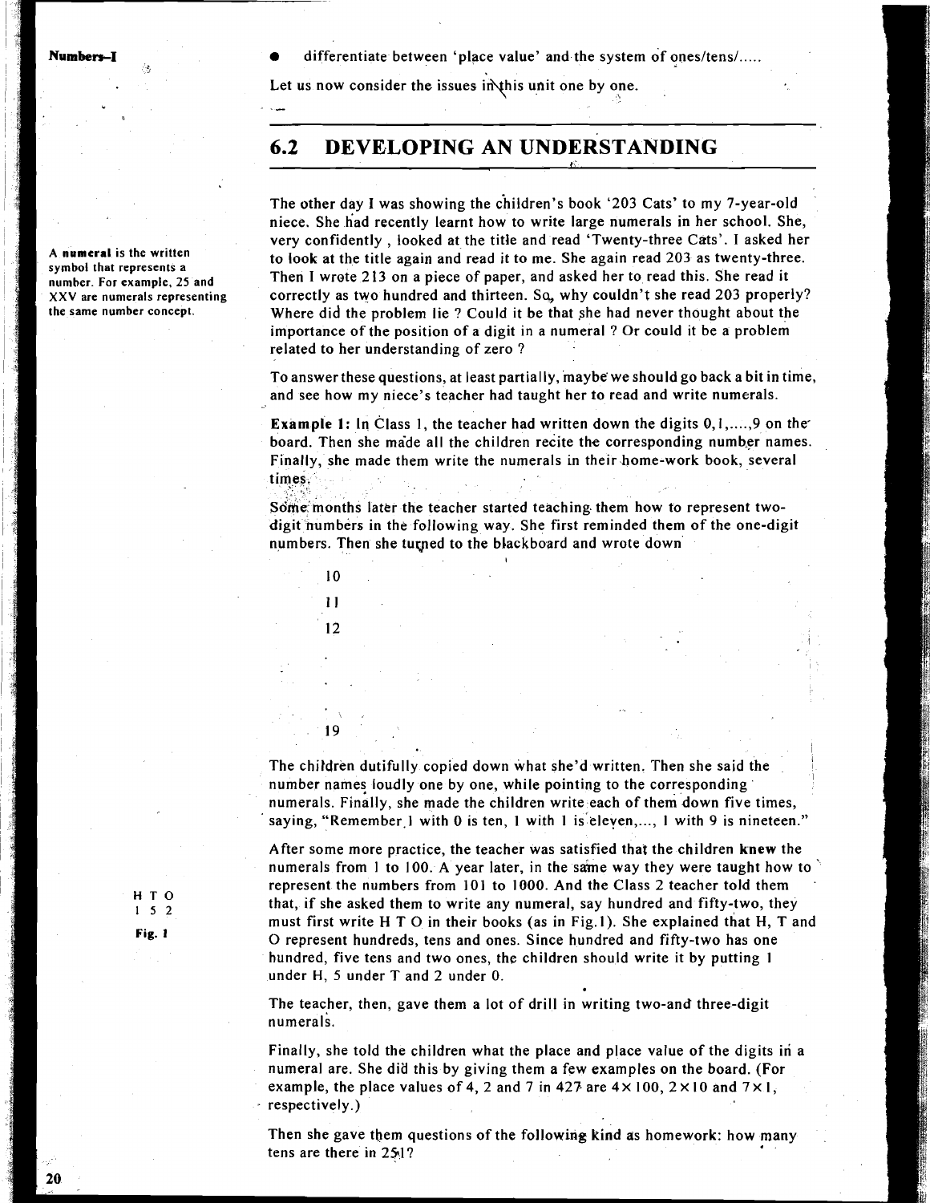- differentiate between 'place value' and the system of ones/tens/.....

Let us now consider the issues in this unit one by one.

## 6.2 DEVELOPING AN UNDERSTANDING

The other day I was showing the children's book '203 Cats' to my 7-year-old niece. She had recently learnt how to write large numerals in her school. She, very confidently, looked at the title and read 'Twenty-three Cats'. I asked her to look at the title again and read it to me. She again read 203 as twenty-three. Then I wrote 213 on a piece of paper, and asked her to read this. She read it correctly as two hundred and thirteen. So, why couldn't she read 203 properly? Where did the problem lie ? Could it be that she had never thought about the importance of the position of a digit in a numeral ? Or could it be a problem related to her understanding of zero ?

**A numeral** is the written symbol that represents a number. For example, 25 and XXV are numerals representing the same number concept.

To answer these questions, at least partially, maybe we should go back a bit in time, and see how my niece's teacher had taught her to read and write numerals.

**Example 1:** In Class 1, the teacher had written down the digits 0,1,.....,9 on the board. Then she made all the children recite the corresponding number names. Finally, she made them write the numerals in their home-work book, several times.

Some months later the teacher started teaching them how to represent two-digit numbers in the following way. She first reminded them of the one-digit numbers. Then she turned to the blackboard and wrote down

10

11

12

.

.

.

19

The children dutifully copied down what she'd written. Then she said the number names loudly one by one, while pointing to the corresponding numerals. Finally, she made the children write each of them down five times, saying, "Remember 1 with 0 is ten, 1 with 1 is eleven,..., 1 with 9 is nineteen."

After some more practice, the teacher was satisfied that the children **knew** the numerals from 1 to 100. A year later, in the same way they were taught how to represent the numbers from 101 to 1000. And the Class 2 teacher told them that, if she asked them to write any numeral, say hundred and fifty-two, they must first write H T O in their books (as in Fig.1). She explained that H, T and O represent hundreds, tens and ones. Since hundred and fifty-two has one hundred, five tens and two ones, the children should write it by putting 1 under H, 5 under T and 2 under O.

| H | T | O |
|---|---|---|
| 1 | 5 | 2 |

**Fig. 1**

The teacher, then, gave them a lot of drill in writing two-and three-digit numerals.

Finally, she told the children what the place and place value of the digits in a numeral are. She did this by giving them a few examples on the board. (For example, the place values of 4, 2 and 7 in 427 are $4 \times 100$, $2 \times 10$ and $7 \times 1$, respectively.)

Then she gave them questions of the following kind as homework: how many tens are there in 251?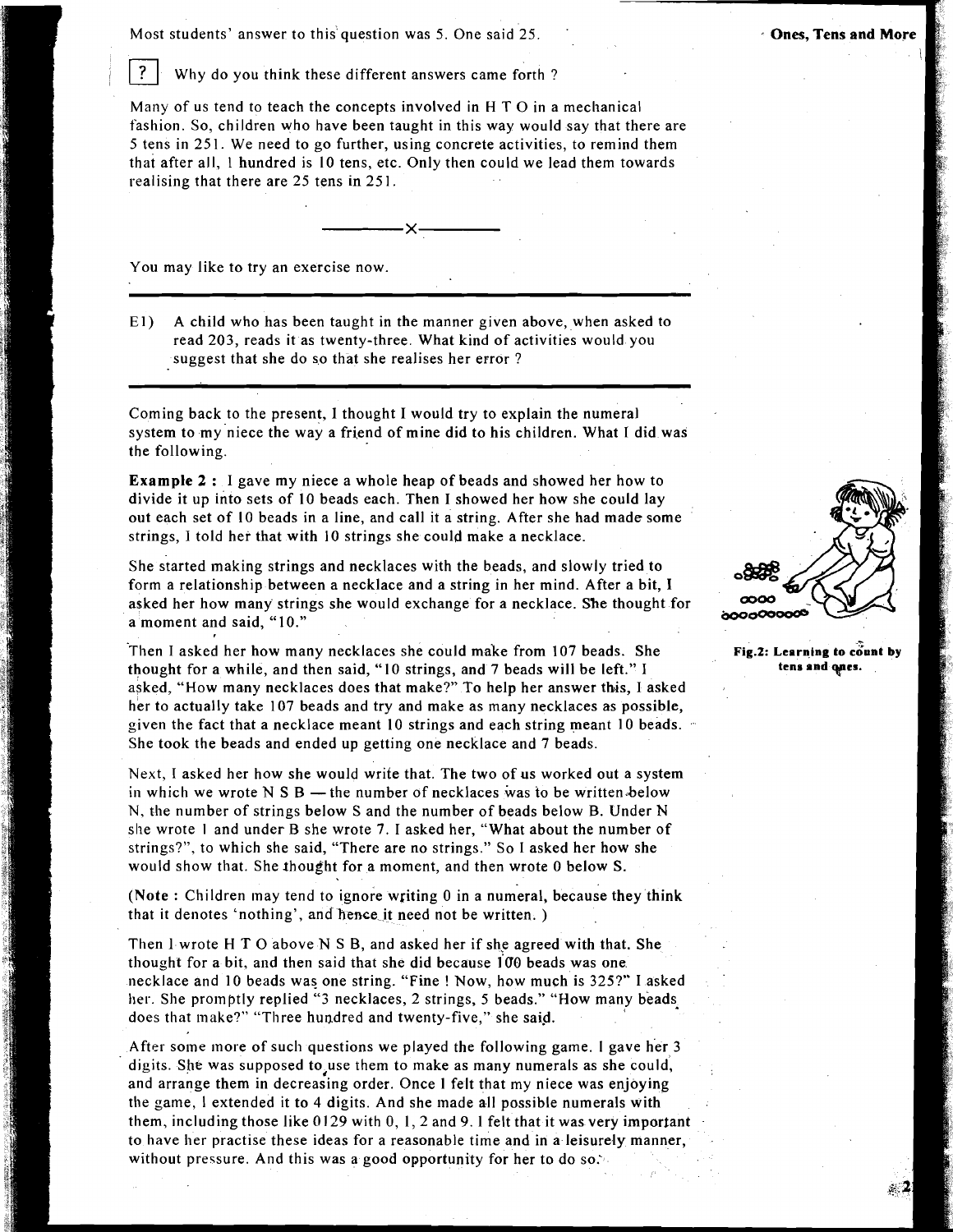Most students' answer to this question was 5. One said 25.

**?** Why do you think these different answers came forth ?

Many of us tend to teach the concepts involved in H T O in a mechanical fashion. So, children who have been taught in this way would say that there are 5 tens in 251. We need to go further, using concrete activities, to remind them that after all, 1 hundred is 10 tens, etc. Only then could we lead them towards realising that there are 25 tens in 251.

—————×—————

You may like to try an exercise now.

---

E1) A child who has been taught in the manner given above, when asked to read 203, reads it as twenty-three. What kind of activities would you suggest that she do so that she realises her error ?

---

Coming back to the present, I thought I would try to explain the numeral system to my niece the way a friend of mine did to his children. What I did was the following.

**Example 2 :** I gave my niece a whole heap of beads and showed her how to divide it up into sets of 10 beads each. Then I showed her how she could lay out each set of 10 beads in a line, and call it a string. After she had made some strings, I told her that with 10 strings she could make a necklace.

She started making strings and necklaces with the beads, and slowly tried to form a relationship between a necklace and a string in her mind. After a bit, I asked her how many strings she would exchange for a necklace. She thought for a moment and said, "10."

Then I asked her how many necklaces she could make from 107 beads. She thought for a while, and then said, "10 strings, and 7 beads will be left." I asked, "How many necklaces does that make?" To help her answer this, I asked her to actually take 107 beads and try and make as many necklaces as possible, given the fact that a necklace meant 10 strings and each string meant 10 beads. She took the beads and ended up getting one necklace and 7 beads.

**Fig.2: Learning to count by tens and ones.**

Next, I asked her how she would write that. The two of us worked out a system in which we wrote N S B — the number of necklaces was to be written below N, the number of strings below S and the number of beads below B. Under N she wrote 1 and under B she wrote 7. I asked her, "What about the number of strings?", to which she said, "There are no strings." So I asked her how she would show that. She thought for a moment, and then wrote 0 below S.

(**Note :** Children may tend to ignore writing 0 in a numeral, because they think that it denotes 'nothing', and hence it need not be written. )

Then I wrote H T O above N S B, and asked her if she agreed with that. She thought for a bit, and then said that she did because 100 beads was one necklace and 10 beads was one string. "Fine ! Now, how much is 325?" I asked her. She promptly replied "3 necklaces, 2 strings, 5 beads." "How many beads does that make?" "Three hundred and twenty-five," she said.

After some more of such questions we played the following game. I gave her 3 digits. She was supposed to use them to make as many numerals as she could, and arrange them in decreasing order. Once I felt that my niece was enjoying the game, I extended it to 4 digits. And she made all possible numerals with them, including those like 0129 with 0, 1, 2 and 9. I felt that it was very important to have her practise these ideas for a reasonable time and in a leisurely manner, without pressure. And this was a good opportunity for her to do so.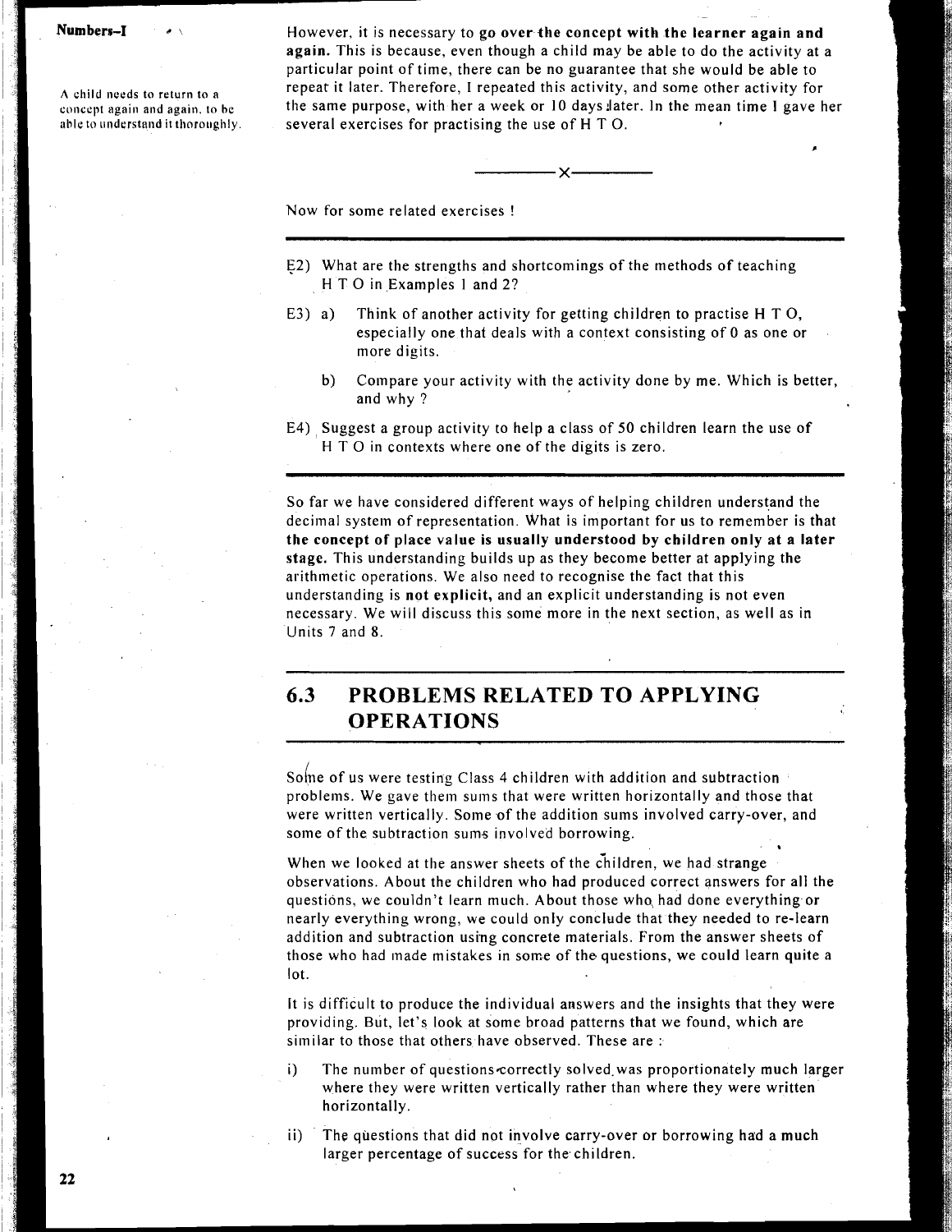However, it is necessary to **go over the concept with the learner again and again.** This is because, even though a child may be able to do the activity at a particular point of time, there can be no guarantee that she would be able to repeat it later. Therefore, I repeated this activity, and some other activity for the same purpose, with her a week or 10 days later. In the mean time I gave her several exercises for practising the use of H T O.

A child needs to return to a concept again and again, to be able to understand it thoroughly.

---x---

Now for some related exercises !

---

E2) What are the strengths and shortcomings of the methods of teaching H T O in Examples 1 and 2?

E3) a) Think of another activity for getting children to practise H T O, especially one that deals with a context consisting of 0 as one or more digits.

b) Compare your activity with the activity done by me. Which is better, and why ?

E4) Suggest a group activity to help a class of 50 children learn the use of H T O in contexts where one of the digits is zero.

---

So far we have considered different ways of helping children understand the decimal system of representation. What is important for us to remember is that **the concept of place value is usually understood by children only at a later stage.** This understanding builds up as they become better at applying the arithmetic operations. We also need to recognise the fact that this understanding is **not explicit,** and an explicit understanding is not even necessary. We will discuss this some more in the next section, as well as in Units 7 and 8.

## 6.3 PROBLEMS RELATED TO APPLYING OPERATIONS

Some of us were testing Class 4 children with addition and subtraction problems. We gave them sums that were written horizontally and those that were written vertically. Some of the addition sums involved carry-over, and some of the subtraction sums involved borrowing.

When we looked at the answer sheets of the children, we had strange observations. About the children who had produced correct answers for all the questions, we couldn't learn much. About those who had done everything or nearly everything wrong, we could only conclude that they needed to re-learn addition and subtraction using concrete materials. From the answer sheets of those who had made mistakes in some of the questions, we could learn quite a lot.

It is difficult to produce the individual answers and the insights that they were providing. But, let's look at some broad patterns that we found, which are similar to those that others have observed. These are :

i) The number of questions correctly solved was proportionately much larger where they were written vertically rather than where they were written horizontally.

ii) The questions that did not involve carry-over or borrowing had a much larger percentage of success for the children.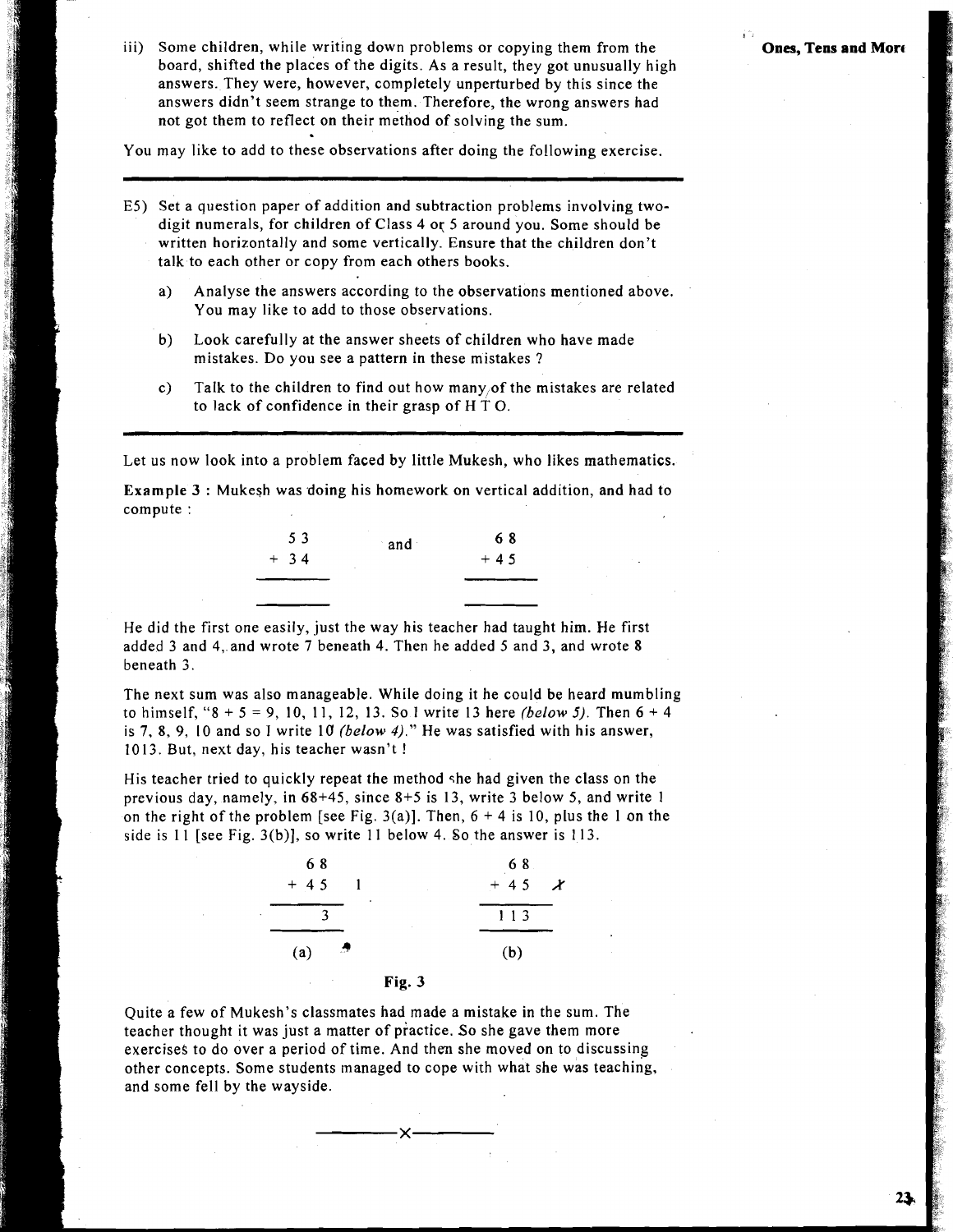iii) Some children, while writing down problems or copying them from the board, shifted the places of the digits. As a result, they got unusually high answers. They were, however, completely unperturbed by this since the answers didn't seem strange to them. Therefore, the wrong answers had not got them to reflect on their method of solving the sum.

You may like to add to these observations after doing the following exercise.

---

E5) Set a question paper of addition and subtraction problems involving two-digit numerals, for children of Class 4 or 5 around you. Some should be written horizontally and some vertically. Ensure that the children don't talk to each other or copy from each others books.

a) Analyse the answers according to the observations mentioned above. You may like to add to those observations.

b) Look carefully at the answer sheets of children who have made mistakes. Do you see a pattern in these mistakes ?

c) Talk to the children to find out how many of the mistakes are related to lack of confidence in their grasp of H T O.

---

Let us now look into a problem faced by little Mukesh, who likes mathematics.

**Example 3 :** Mukesh was doing his homework on vertical addition, and had to compute :

```
  5 3              6 8
+ 3 4    and     + 4 5
-----            -----

-----            -----
```

He did the first one easily, just the way his teacher had taught him. He first added 3 and 4, and wrote 7 beneath 4. Then he added 5 and 3, and wrote 8 beneath 3.

The next sum was also manageable. While doing it he could be heard mumbling to himself, "8 + 5 = 9, 10, 11, 12, 13. So I write 13 here *(below 5)*. Then 6 + 4 is 7, 8, 9, 10 and so I write 10 *(below 4)*." He was satisfied with his answer, 1013. But, next day, his teacher wasn't !

His teacher tried to quickly repeat the method she had given the class on the previous day, namely, in 68+45, since 8+5 is 13, write 3 below 5, and write 1 on the right of the problem [see Fig. 3(a)]. Then, 6 + 4 is 10, plus the 1 on the side is 11 [see Fig. 3(b)], so write 11 below 4. So the answer is 113.

```
   6 8                 6 8
 + 4 5   1           + 4 5   1̸
 -------             -------
     3                 1 1 3
 -------             -------
   (a)                 (b)
```

**Fig. 3**

Quite a few of Mukesh's classmates had made a mistake in the sum. The teacher thought it was just a matter of practice. So she gave them more exercises to do over a period of time. And then she moved on to discussing other concepts. Some students managed to cope with what she was teaching, and some fell by the wayside.

———×———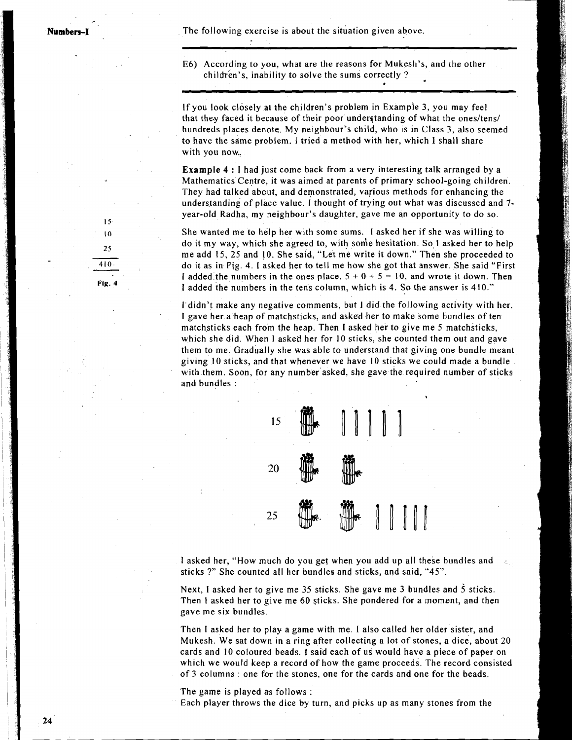The following exercise is about the situation given above.

---

E6) According to you, what are the reasons for Mukesh's, and the other children's, inability to solve the sums correctly ?

---

If you look closely at the children's problem in Example 3, you may feel that they faced it because of their poor understanding of what the ones/tens/hundreds places denote. My neighbour's child, who is in Class 3, also seemed to have the same problem. I tried a method with her, which I shall share with you now.

**Example 4 :** I had just come back from a very interesting talk arranged by a Mathematics Centre, it was aimed at parents of primary school-going children. They had talked about, and demonstrated, various methods for enhancing the understanding of place value. I thought of trying out what was discussed and 7-year-old Radha, my neighbour's daughter, gave me an opportunity to do so.

```
 15
 10
 25
----
410
```

Fig. 4

She wanted me to help her with some sums. I asked her if she was willing to do it my way, which she agreed to, with some hesitation. So I asked her to help me add 15, 25 and 10. She said, "Let me write it down." Then she proceeded to do it as in Fig. 4. I asked her to tell me how she got that answer. She said "First I added the numbers in the ones place, 5 + 0 + 5 = 10, and wrote it down. Then I added the numbers in the tens column, which is 4. So the answer is 410."

I didn't make any negative comments, but I did the following activity with her. I gave her a heap of matchsticks, and asked her to make some bundles of ten matchsticks each from the heap. Then I asked her to give me 5 matchsticks, which she did. When I asked her for 10 sticks, she counted them out and gave them to me. Gradually she was able to understand that giving one bundle meant giving 10 sticks, and that whenever we have 10 sticks we could made a bundle with them. Soon, for any number asked, she gave the required number of sticks and bundles :

15 [1 bundle, 5 sticks]

20 [2 bundles]

25 [2 bundles, 5 sticks]

I asked her, "How much do you get when you add up all these bundles and sticks ?" She counted all her bundles and sticks, and said, "45".

Next, I asked her to give me 35 sticks. She gave me 3 bundles and 5 sticks. Then I asked her to give me 60 sticks. She pondered for a moment, and then gave me six bundles.

Then I asked her to play a game with me. I also called her older sister, and Mukesh. We sat down in a ring after collecting a lot of stones, a dice, about 20 cards and 10 coloured beads. I said each of us would have a piece of paper on which we would keep a record of how the game proceeds. The record consisted of 3 columns : one for the stones, one for the cards and one for the beads.

The game is played as follows :
Each player throws the dice by turn, and picks up as many stones from the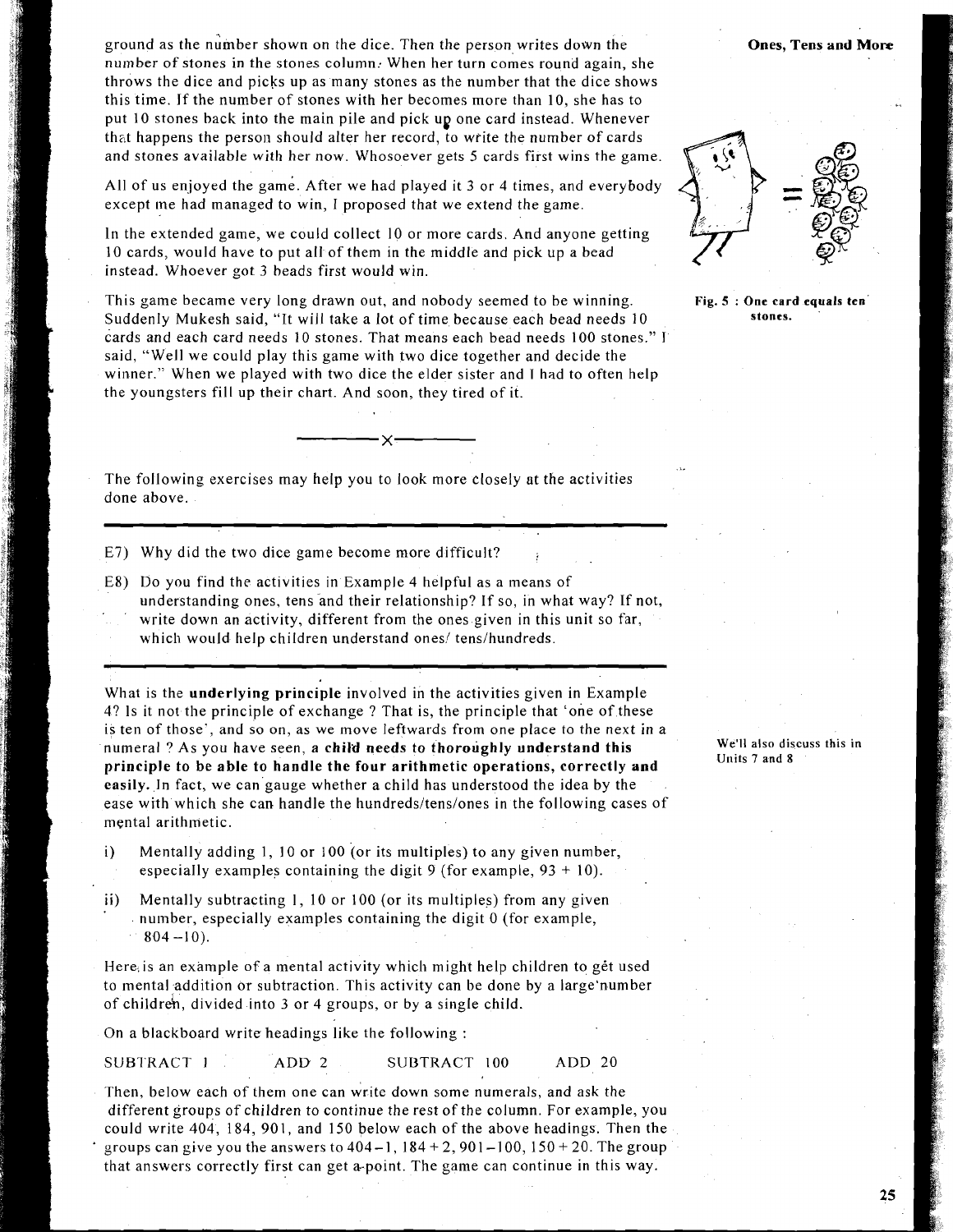ground as the number shown on the dice. Then the person writes down the number of stones in the stones column. When her turn comes round again, she throws the dice and picks up as many stones as the number that the dice shows this time. If the number of stones with her becomes more than 10, she has to put 10 stones back into the main pile and pick up one card instead. Whenever that happens the person should alter her record, to write the number of cards and stones available with her now. Whosoever gets 5 cards first wins the game.

All of us enjoyed the game. After we had played it 3 or 4 times, and everybody except me had managed to win, I proposed that we extend the game.

In the extended game, we could collect 10 or more cards. And anyone getting 10 cards, would have to put all of them in the middle and pick up a bead instead. Whoever got 3 beads first would win.

This game became very long drawn out, and nobody seemed to be winning. Suddenly Mukesh said, "It will take a lot of time because each bead needs 10 cards and each card needs 10 stones. That means each bead needs 100 stones." I said, "Well we could play this game with two dice together and decide the winner." When we played with two dice the elder sister and I had to often help the youngsters fill up their chart. And soon, they tired of it.

Fig. 5 : One card equals ten stones.

---x---

The following exercises may help you to look more closely at the activities done above.

---

E7) Why did the two dice game become more difficult?

E8) Do you find the activities in Example 4 helpful as a means of understanding ones, tens and their relationship? If so, in what way? If not, write down an activity, different from the ones given in this unit so far, which would help children understand ones/ tens/hundreds.

---

What is the **underlying principle** involved in the activities given in Example 4? Is it not the principle of exchange ? That is, the principle that 'one of these is ten of those', and so on, as we move leftwards from one place to the next in a numeral ? As you have seen, **a child needs to thoroughly understand this principle to be able to handle the four arithmetic operations, correctly and easily.** In fact, we can gauge whether a child has understood the idea by the ease with which she can handle the hundreds/tens/ones in the following cases of mental arithmetic.

We'll also discuss this in Units 7 and 8

i) Mentally adding 1, 10 or 100 (or its multiples) to any given number, especially examples containing the digit 9 (for example, 93 + 10).

ii) Mentally subtracting 1, 10 or 100 (or its multiples) from any given number, especially examples containing the digit 0 (for example, 804 –10).

Here is an example of a mental activity which might help children to get used to mental addition or subtraction. This activity can be done by a large number of children, divided into 3 or 4 groups, or by a single child.

On a blackboard write headings like the following :

SUBTRACT 1 &nbsp;&nbsp;&nbsp; ADD 2 &nbsp;&nbsp;&nbsp; SUBTRACT 100 &nbsp;&nbsp;&nbsp; ADD 20

Then, below each of them one can write down some numerals, and ask the different groups of children to continue the rest of the column. For example, you could write 404, 184, 901, and 150 below each of the above headings. Then the groups can give you the answers to 404–1, 184 + 2, 901–100, 150 + 20. The group that answers correctly first can get a point. The game can continue in this way.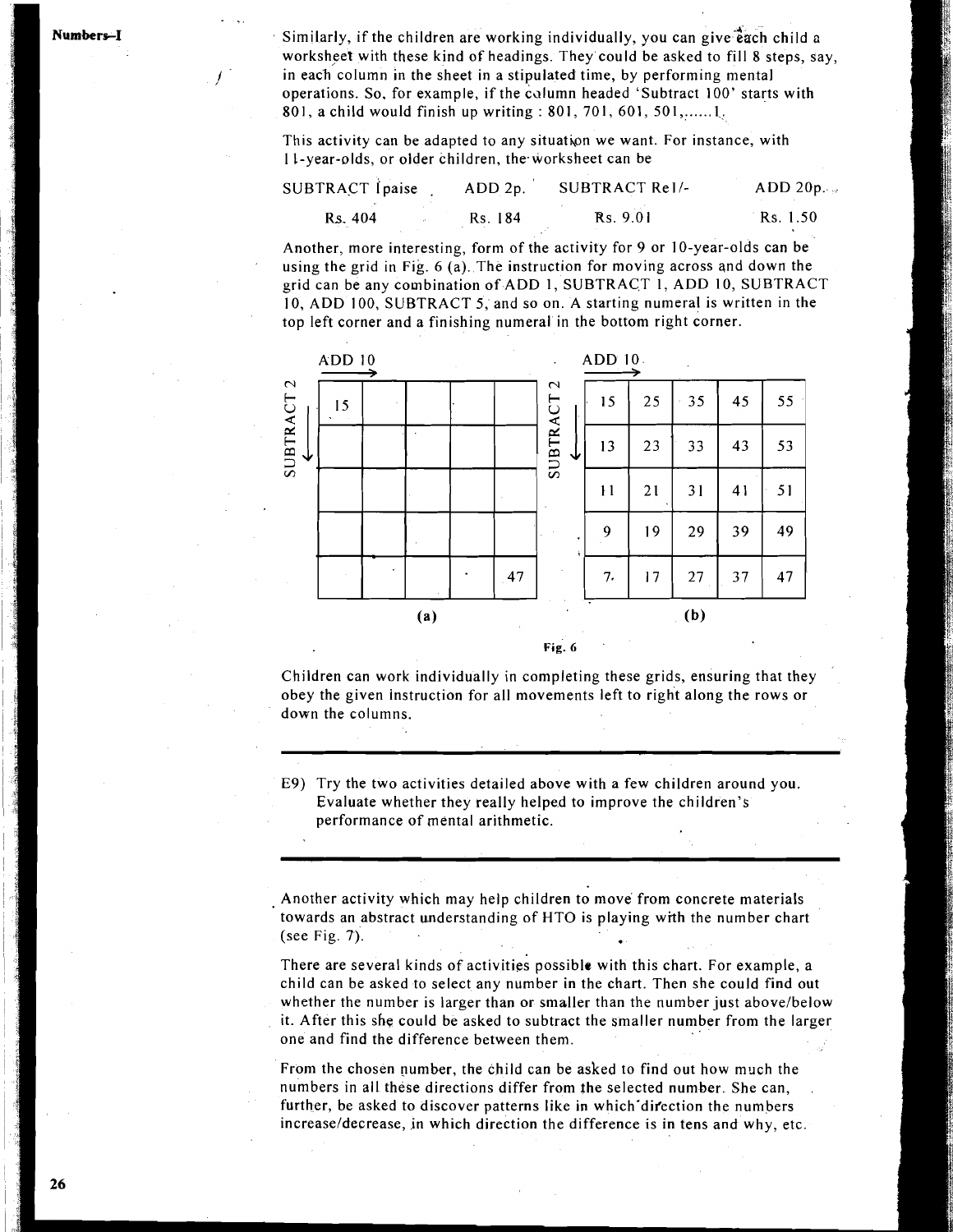Similarly, if the children are working individually, you can give each child a worksheet with these kind of headings. They could be asked to fill 8 steps, say, in each column in the sheet in a stipulated time, by performing mental operations. So, for example, if the column headed 'Subtract 100' starts with 801, a child would finish up writing : 801, 701, 601, 501,......1.

This activity can be adapted to any situation we want. For instance, with 11-year-olds, or older children, the worksheet can be

| SUBTRACT 1paise | ADD 2p. | SUBTRACT Re1/- | ADD 20p. |
|---|---|---|---|
| Rs. 404 | Rs. 184 | Rs. 9.01 | Rs. 1.50 |

Another, more interesting, form of the activity for 9 or 10-year-olds can be using the grid in Fig. 6 (a). The instruction for moving across and down the grid can be any combination of ADD 1, SUBTRACT 1, ADD 10, SUBTRACT 10, ADD 100, SUBTRACT 5, and so on. A starting numeral is written in the top left corner and a finishing numeral in the bottom right corner.

ADD 10 → ; SUBTRACT 2 ↓

| 15 | | | | |
|---|---|---|---|---|
| | | | | |
| | | | | |
| | | | | |
| | | | | 47 |

(a)

ADD 10 → ; SUBTRACT 2 ↓

| 15 | 25 | 35 | 45 | 55 |
|---|---|---|---|---|
| 13 | 23 | 33 | 43 | 53 |
| 11 | 21 | 31 | 41 | 51 |
| 9 | 19 | 29 | 39 | 49 |
| 7 | 17 | 27 | 37 | 47 |

(b)

Fig. 6

Children can work individually in completing these grids, ensuring that they obey the given instruction for all movements left to right along the rows or down the columns.

---

E9) Try the two activities detailed above with a few children around you. Evaluate whether they really helped to improve the children's performance of mental arithmetic.

---

Another activity which may help children to move from concrete materials towards an abstract understanding of HTO is playing with the number chart (see Fig. 7).

There are several kinds of activities possible with this chart. For example, a child can be asked to select any number in the chart. Then she could find out whether the number is larger than or smaller than the number just above/below it. After this she could be asked to subtract the smaller number from the larger one and find the difference between them.

From the chosen number, the child can be asked to find out how much the numbers in all these directions differ from the selected number. She can, further, be asked to discover patterns like in which direction the numbers increase/decrease, in which direction the difference is in tens and why, etc.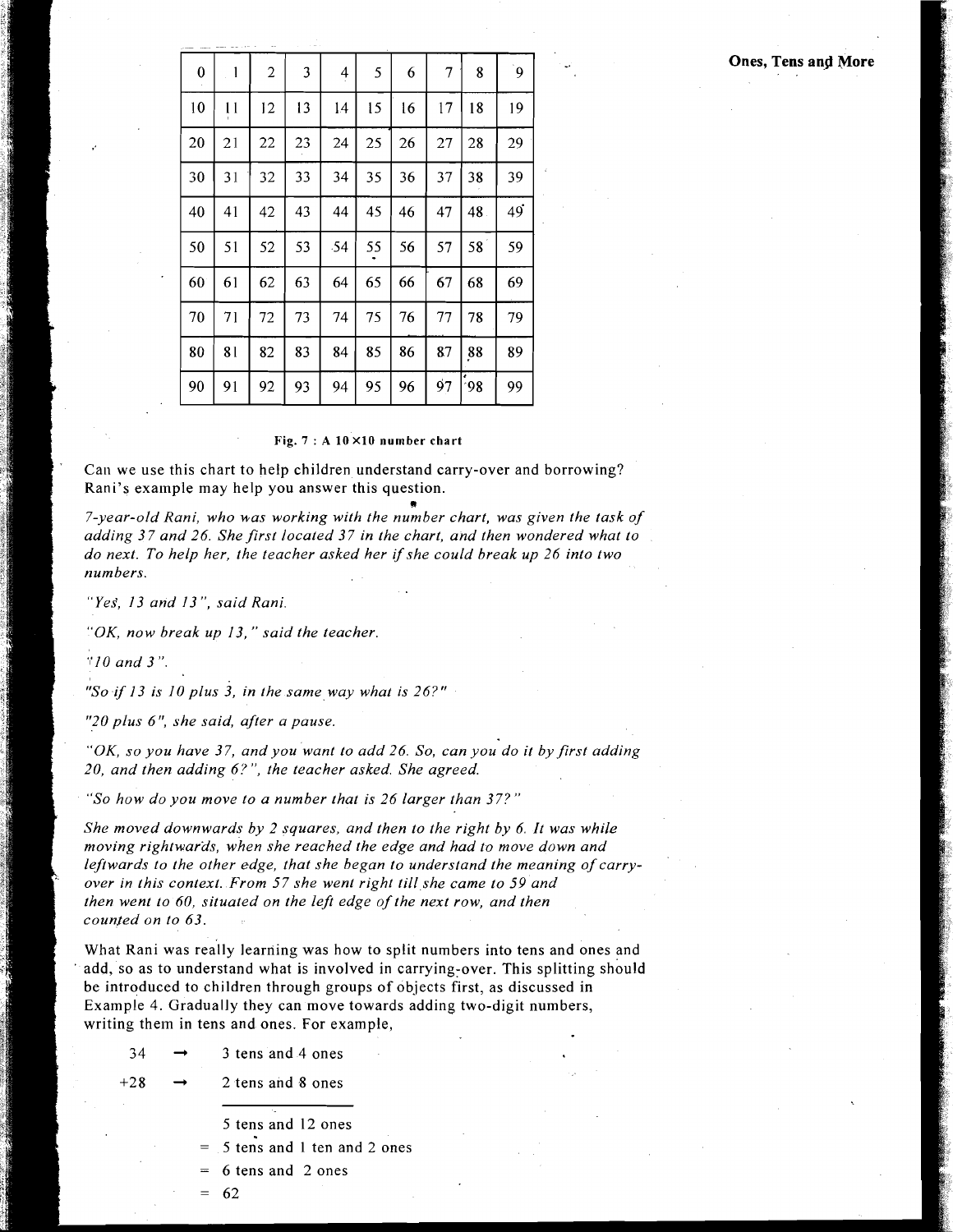| 0 | 1 | 2 | 3 | 4 | 5 | 6 | 7 | 8 | 9 |
|---|---|---|---|---|---|---|---|---|---|
| 10 | 11 | 12 | 13 | 14 | 15 | 16 | 17 | 18 | 19 |
| 20 | 21 | 22 | 23 | 24 | 25 | 26 | 27 | 28 | 29 |
| 30 | 31 | 32 | 33 | 34 | 35 | 36 | 37 | 38 | 39 |
| 40 | 41 | 42 | 43 | 44 | 45 | 46 | 47 | 48 | 49 |
| 50 | 51 | 52 | 53 | 54 | 55 | 56 | 57 | 58 | 59 |
| 60 | 61 | 62 | 63 | 64 | 65 | 66 | 67 | 68 | 69 |
| 70 | 71 | 72 | 73 | 74 | 75 | 76 | 77 | 78 | 79 |
| 80 | 81 | 82 | 83 | 84 | 85 | 86 | 87 | 88 | 89 |
| 90 | 91 | 92 | 93 | 94 | 95 | 96 | 97 | 98 | 99 |

**Fig. 7 : A 10×10 number chart**

Can we use this chart to help children understand carry-over and borrowing? Rani's example may help you answer this question.

*7-year-old Rani, who was working with the number chart, was given the task of adding 37 and 26. She first located 37 in the chart, and then wondered what to do next. To help her, the teacher asked her if she could break up 26 into two numbers.*

*"Yes, 13 and 13", said Rani.*

*"OK, now break up 13," said the teacher.*

*"10 and 3".*

*"So if 13 is 10 plus 3, in the same way what is 26?"*

*"20 plus 6", she said, after a pause.*

*"OK, so you have 37, and you want to add 26. So, can you do it by first adding 20, and then adding 6?", the teacher asked. She agreed.*

*"So how do you move to a number that is 26 larger than 37?"*

*She moved downwards by 2 squares, and then to the right by 6. It was while moving rightwards, when she reached the edge and had to move down and leftwards to the other edge, that she began to understand the meaning of carry-over in this context. From 57 she went right till she came to 59 and then went to 60, situated on the left edge of the next row, and then counted on to 63.*

What Rani was really learning was how to split numbers into tens and ones and add, so as to understand what is involved in carrying-over. This splitting should be introduced to children through groups of objects first, as discussed in Example 4. Gradually they can move towards adding two-digit numbers, writing them in tens and ones. For example,

```
 34  →  3 tens and 4 ones
+28  →  2 tens and 8 ones
        -----------------
        5 tens and 12 ones
      = 5 tens and 1 ten and 2 ones
      = 6 tens and 2 ones
      = 62
```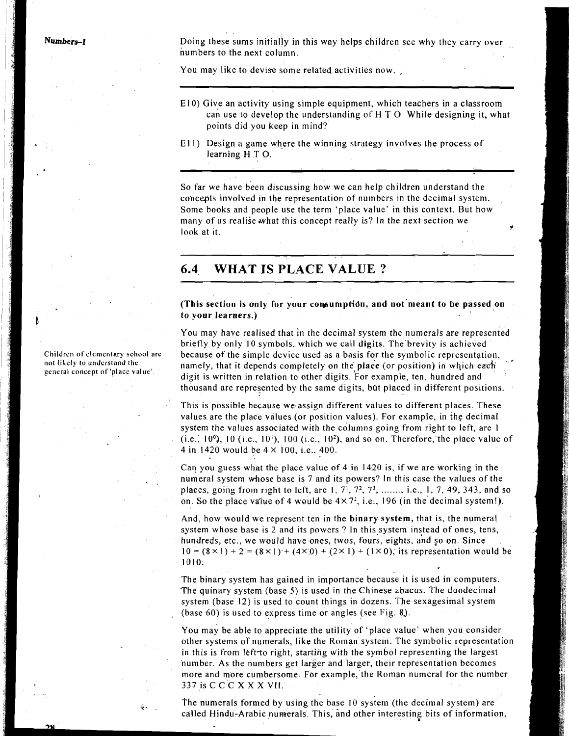Doing these sums initially in this way helps children see why they carry over numbers to the next column.

You may like to devise some related activities now.

E10) Give an activity using simple equipment, which teachers in a classroom can use to develop the understanding of H T O While designing it, what points did you keep in mind?

E11) Design a game where the winning strategy involves the process of learning H T O.

So far we have been discussing how we can help children understand the concepts involved in the representation of numbers in the decimal system. Some books and people use the term 'place value' in this context. But how many of us realise what this concept really is? In the next section we look at it.

## 6.4 WHAT IS PLACE VALUE ?

**(This section is only for your consumption, and not meant to be passed on to your learners.)**

Children of elementary school are not likely to understand the general concept of 'place value'.

You may have realised that in the decimal system the numerals are represented briefly by only 10 symbols, which we call **digits**. The brevity is achieved because of the simple device used as a basis for the symbolic representation, namely, that it depends completely on the **place** (or position) in which each digit is written in relation to other digits. For example, ten, hundred and thousand are represented by the same digits, but placed in different positions.

This is possible because we assign different values to different places. These values are the place values (or position values). For example, in the decimal system the values associated with the columns going from right to left, are 1 (i.e., $10^0$), 10 (i.e., $10^1$), 100 (i.e., $10^2$), and so on. Therefore, the place value of 4 in 1420 would be $4 \times 100$, i.e., 400.

Can you guess what the place value of 4 in 1420 is, if we are working in the numeral system whose base is 7 and its powers? In this case the values of the places, going from right to left, are 1, $7^1$, $7^2$, $7^3$, ........, i.e., 1, 7, 49, 343, and so on. So the place value of 4 would be $4 \times 7^2$, i.e., 196 (in the decimal system!).

And, how would we represent ten in the **binary system**, that is, the numeral system whose base is 2 and its powers ? In this system instead of ones, tens, hundreds, etc., we would have ones, twos, fours, eights, and so on. Since $10 = (8 \times 1) + 2 = (8 \times 1) + (4 \times 0) + (2 \times 1) + (1 \times 0)$, its representation would be 1010.

The binary system has gained in importance because it is used in computers. The quinary system (base 5) is used in the Chinese abacus. The duodecimal system (base 12) is used to count things in dozens. The sexagesimal system (base 60) is used to express time or angles (see Fig. 8).

You may be able to appreciate the utility of 'place value' when you consider other systems of numerals, like the Roman system. The symbolic representation in this is from left to right, starting with the symbol representing the largest number. As the numbers get larger and larger, their representation becomes more and more cumbersome. For example, the Roman numeral for the number 337 is C C C X X X VII.

The numerals formed by using the base 10 system (the decimal system) are called Hindu-Arabic numerals. This, and other interesting bits of information,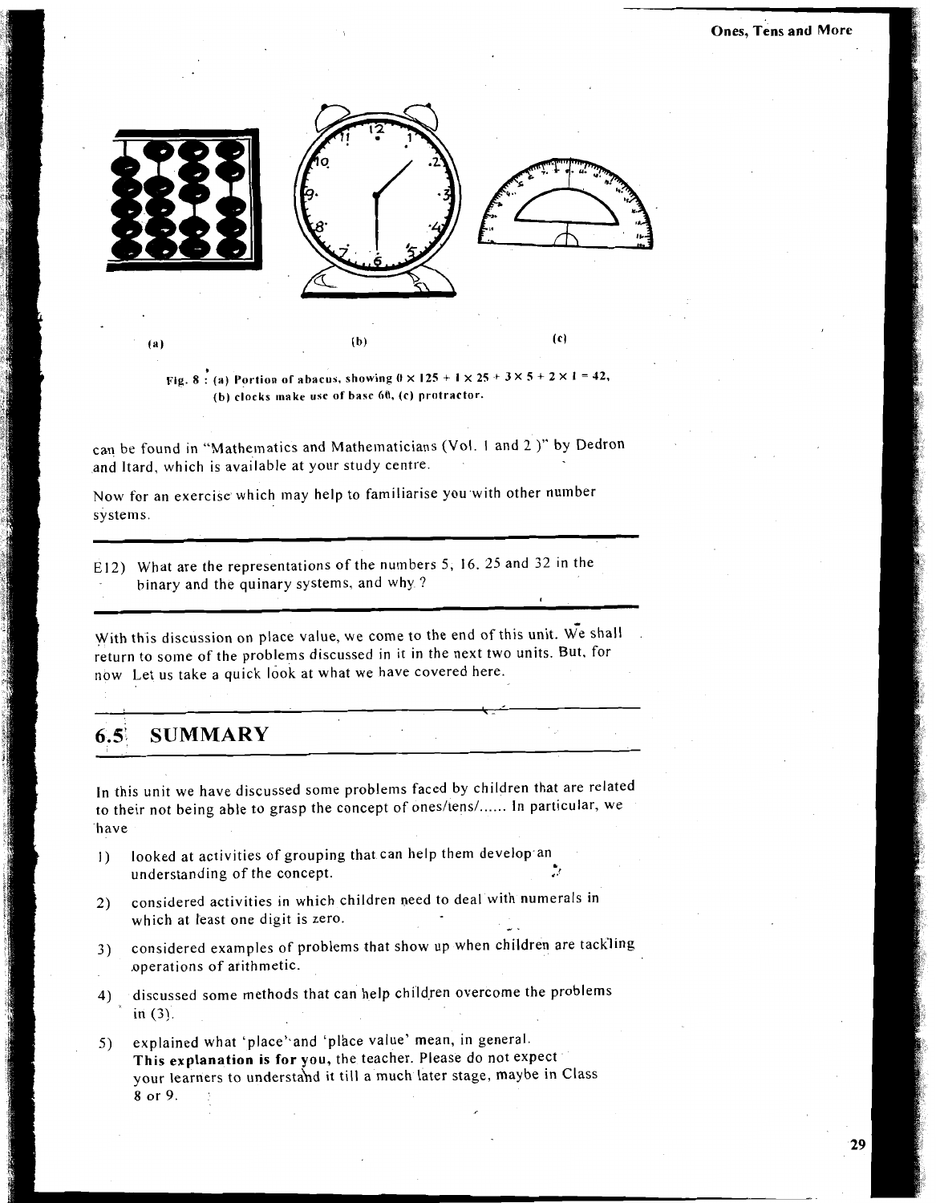(a) (b) (c)

Fig. 8 : (a) Portion of abacus, showing $0 \times 125 + 1 \times 25 + 3 \times 5 + 2 \times 1 = 42$, (b) clocks make use of base 60, (c) protractor.

can be found in "Mathematics and Mathematicians (Vol. 1 and 2 )" by Dedron and Itard, which is available at your study centre.

Now for an exercise which may help to familiarise you with other number systems.

---

E12) What are the representations of the numbers 5, 16, 25 and 32 in the binary and the quinary systems, and why ?

---

With this discussion on place value, we come to the end of this unit. We shall return to some of the problems discussed in it in the next two units. But, for now Let us take a quick look at what we have covered here.

## 6.5 SUMMARY

In this unit we have discussed some problems faced by children that are related to their not being able to grasp the concept of ones/tens/...... In particular, we have

1) looked at activities of grouping that can help them develop an understanding of the concept.

2) considered activities in which children need to deal with numerals in which at least one digit is zero.

3) considered examples of problems that show up when children are tackling operations of arithmetic.

4) discussed some methods that can help children overcome the problems in (3).

5) explained what 'place' and 'place value' mean, in general. **This explanation is for you**, the teacher. Please do not expect your learners to understand it till a much later stage, maybe in Class 8 or 9.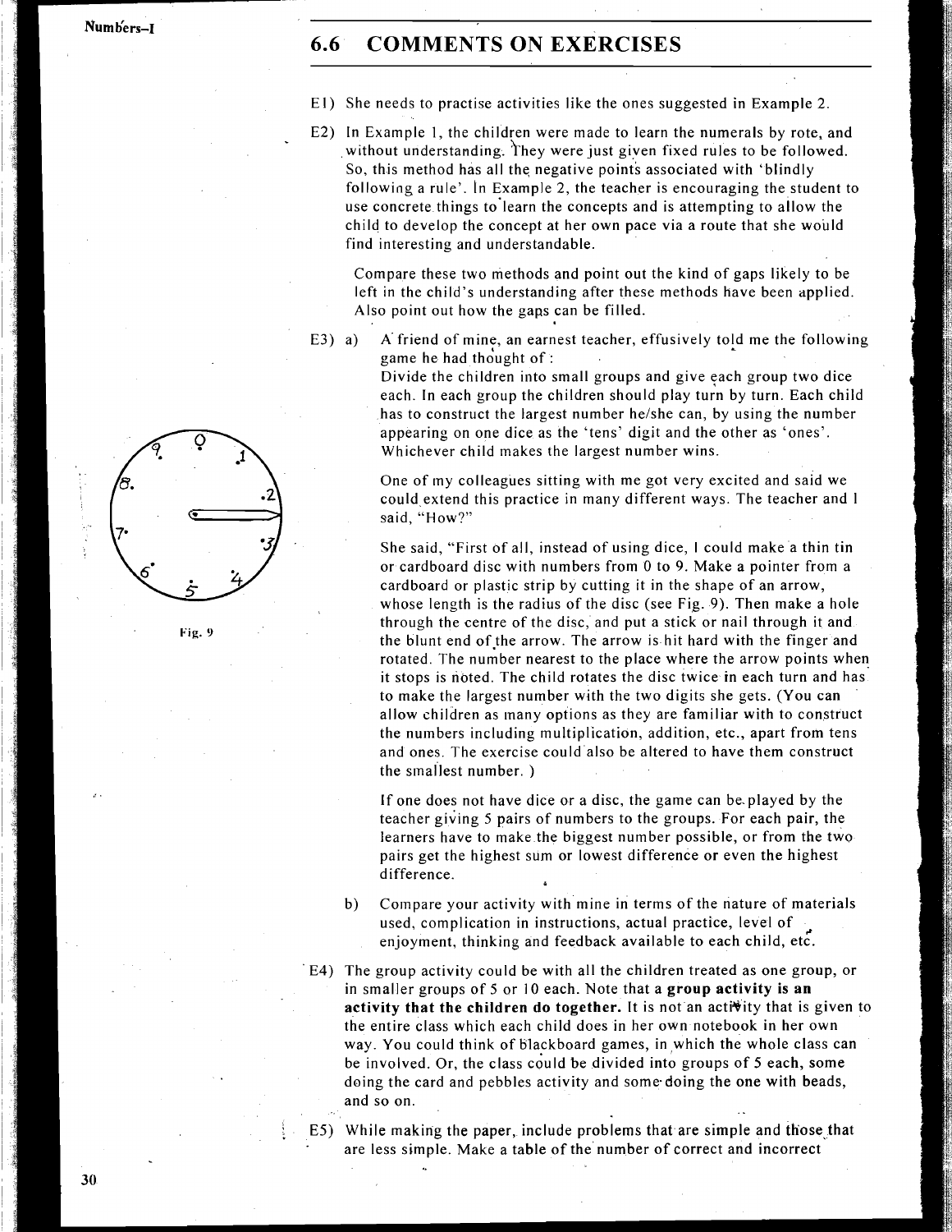## 6.6 COMMENTS ON EXERCISES

E1) She needs to practise activities like the ones suggested in Example 2.

E2) In Example 1, the children were made to learn the numerals by rote, and without understanding. They were just given fixed rules to be followed. So, this method has all the negative points associated with 'blindly following a rule'. In Example 2, the teacher is encouraging the student to use concrete things to learn the concepts and is attempting to allow the child to develop the concept at her own pace via a route that she would find interesting and understandable.

Compare these two methods and point out the kind of gaps likely to be left in the child's understanding after these methods have been applied. Also point out how the gaps can be filled.

E3) a) A friend of mine, an earnest teacher, effusively told me the following game he had thought of :
Divide the children into small groups and give each group two dice each. In each group the children should play turn by turn. Each child has to construct the largest number he/she can, by using the number appearing on one dice as the 'tens' digit and the other as 'ones'. Whichever child makes the largest number wins.

One of my colleagues sitting with me got very excited and said we could extend this practice in many different ways. The teacher and I said, "How?"

She said, "First of all, instead of using dice, I could make a thin tin or cardboard disc with numbers from 0 to 9. Make a pointer from a cardboard or plastic strip by cutting it in the shape of an arrow, whose length is the radius of the disc (see Fig. 9). Then make a hole through the centre of the disc, and put a stick or nail through it and the blunt end of the arrow. The arrow is hit hard with the finger and rotated. The number nearest to the place where the arrow points when it stops is noted. The child rotates the disc twice in each turn and has to make the largest number with the two digits she gets. (You can allow children as many options as they are familiar with to construct the numbers including multiplication, addition, etc., apart from tens and ones. The exercise could also be altered to have them construct the smallest number. )

If one does not have dice or a disc, the game can be played by the teacher giving 5 pairs of numbers to the groups. For each pair, the learners have to make the biggest number possible, or from the two pairs get the highest sum or lowest difference or even the highest difference.

Fig. 9

b) Compare your activity with mine in terms of the nature of materials used, complication in instructions, actual practice, level of enjoyment, thinking and feedback available to each child, etc.

E4) The group activity could be with all the children treated as one group, or in smaller groups of 5 or 10 each. Note that a **group activity is an activity that the children do together.** It is not an activity that is given to the entire class which each child does in her own notebook in her own way. You could think of blackboard games, in which the whole class can be involved. Or, the class could be divided into groups of 5 each, some doing the card and pebbles activity and some doing the one with beads, and so on.

E5) While making the paper, include problems that are simple and those that are less simple. Make a table of the number of correct and incorrect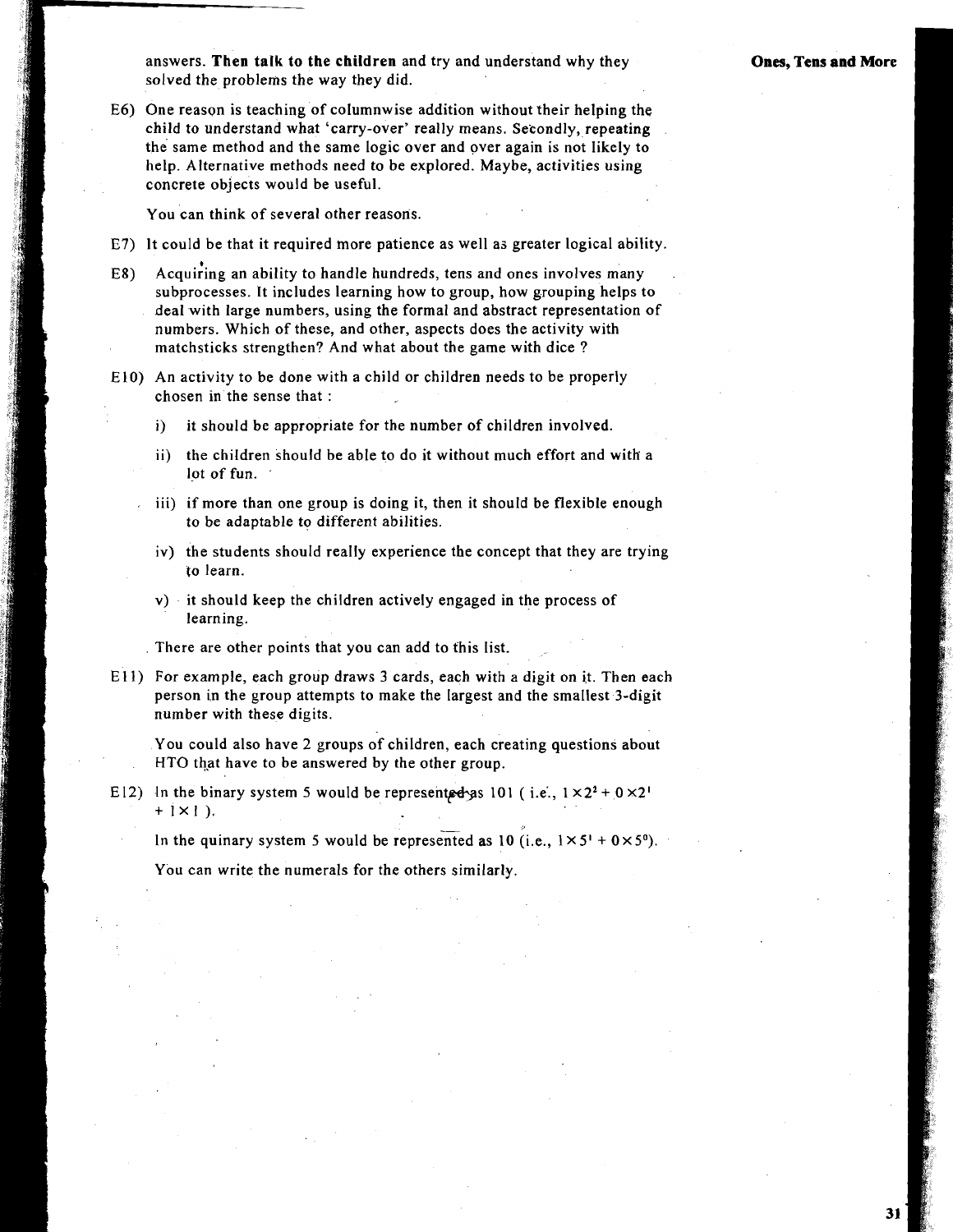answers. **Then talk to the children** and try and understand why they solved the problems the way they did.

E6) One reason is teaching of columnwise addition without their helping the child to understand what 'carry-over' really means. Secondly, repeating the same method and the same logic over and over again is not likely to help. Alternative methods need to be explored. Maybe, activities using concrete objects would be useful.

You can think of several other reasons.

E7) It could be that it required more patience as well as greater logical ability.

E8) Acquiring an ability to handle hundreds, tens and ones involves many subprocesses. It includes learning how to group, how grouping helps to deal with large numbers, using the formal and abstract representation of numbers. Which of these, and other, aspects does the activity with matchsticks strengthen? And what about the game with dice ?

E10) An activity to be done with a child or children needs to be properly chosen in the sense that :

i) it should be appropriate for the number of children involved.

ii) the children should be able to do it without much effort and with a lot of fun.

iii) if more than one group is doing it, then it should be flexible enough to be adaptable to different abilities.

iv) the students should really experience the concept that they are trying to learn.

v) it should keep the children actively engaged in the process of learning.

There are other points that you can add to this list.

E11) For example, each group draws 3 cards, each with a digit on it. Then each person in the group attempts to make the largest and the smallest 3-digit number with these digits.

You could also have 2 groups of children, each creating questions about HTO that have to be answered by the other group.

E12) In the binary system 5 would be represented as 101 ( i.e., $1 \times 2^2 + 0 \times 2^1 + 1 \times 1$ ).

In the quinary system 5 would be represented as 10 (i.e., $1 \times 5^1 + 0 \times 5^0$).

You can write the numerals for the others similarly.